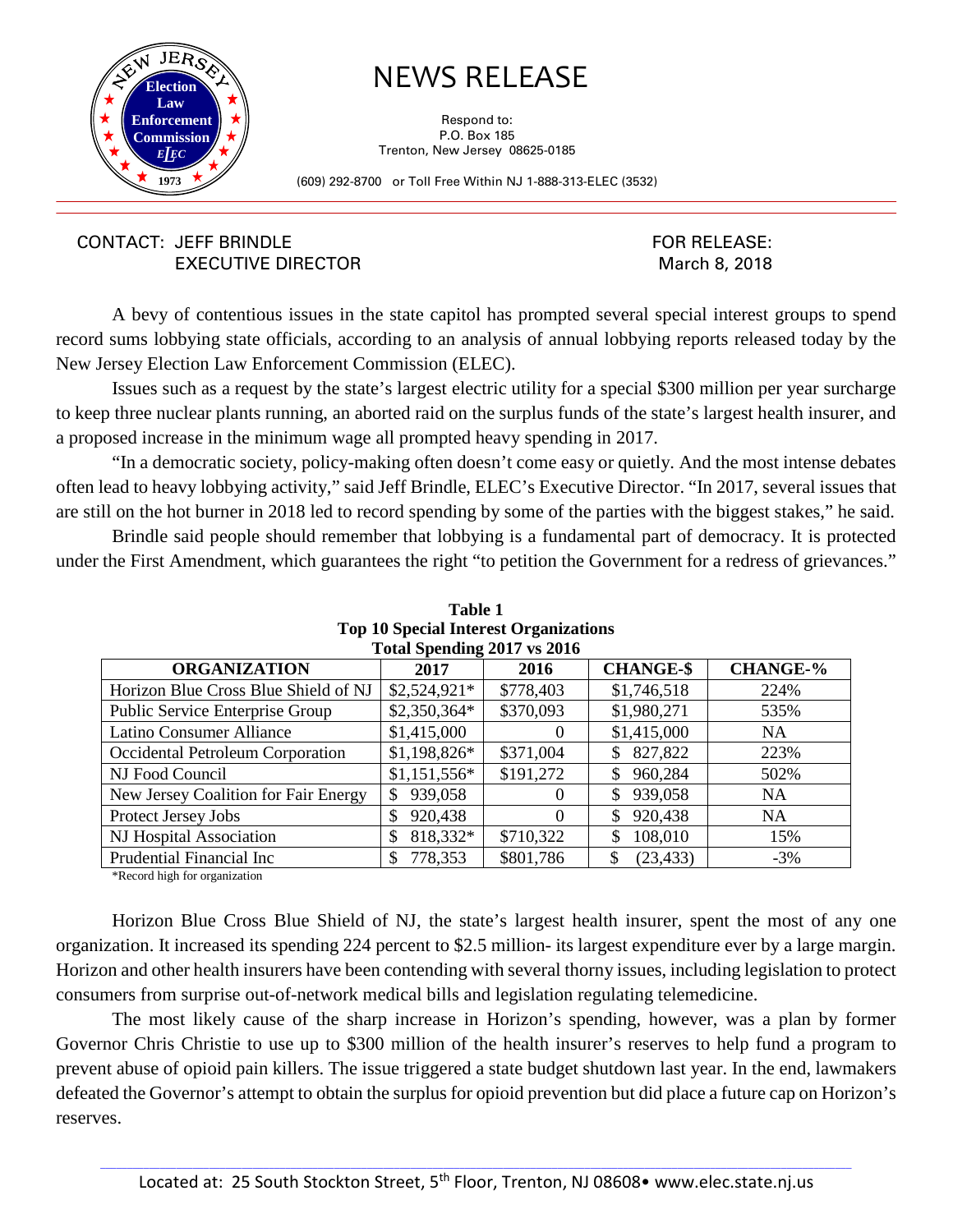# NEWS RELEASE

Respond to:
P.O. Box 185
Trenton, New Jersey 08625-0185

(609) 292-8700 or Toll Free Within NJ 1-888-313-ELEC (3532)

CONTACT: JEFF BRINDLE
EXECUTIVE DIRECTOR

FOR RELEASE:
March 8, 2018

A bevy of contentious issues in the state capitol has prompted several special interest groups to spend record sums lobbying state officials, according to an analysis of annual lobbying reports released today by the New Jersey Election Law Enforcement Commission (ELEC).

Issues such as a request by the state's largest electric utility for a special $300 million per year surcharge to keep three nuclear plants running, an aborted raid on the surplus funds of the state's largest health insurer, and a proposed increase in the minimum wage all prompted heavy spending in 2017.

"In a democratic society, policy-making often doesn't come easy or quietly. And the most intense debates often lead to heavy lobbying activity," said Jeff Brindle, ELEC's Executive Director. "In 2017, several issues that are still on the hot burner in 2018 led to record spending by some of the parties with the biggest stakes," he said.

Brindle said people should remember that lobbying is a fundamental part of democracy. It is protected under the First Amendment, which guarantees the right "to petition the Government for a redress of grievances."

**Table 1**
**Top 10 Special Interest Organizations**
**Total Spending 2017 vs 2016**

| ORGANIZATION | 2017 | 2016 | CHANGE-$ | CHANGE-% |
|---|---|---|---|---|
| Horizon Blue Cross Blue Shield of NJ | $2,524,921* | $778,403 | $1,746,518 | 224% |
| Public Service Enterprise Group | $2,350,364* | $370,093 | $1,980,271 | 535% |
| Latino Consumer Alliance | $1,415,000 | 0 | $1,415,000 | NA |
| Occidental Petroleum Corporation | $1,198,826* | $371,004 | $ 827,822 | 223% |
| NJ Food Council | $1,151,556* | $191,272 | $ 960,284 | 502% |
| New Jersey Coalition for Fair Energy | $ 939,058 | 0 | $ 939,058 | NA |
| Protect Jersey Jobs | $ 920,438 | 0 | $ 920,438 | NA |
| NJ Hospital Association | $ 818,332* | $710,322 | $ 108,010 | 15% |
| Prudential Financial Inc | $ 778,353 | $801,786 | $ (23,433) | -3% |

*Record high for organization

Horizon Blue Cross Blue Shield of NJ, the state's largest health insurer, spent the most of any one organization. It increased its spending 224 percent to $2.5 million- its largest expenditure ever by a large margin. Horizon and other health insurers have been contending with several thorny issues, including legislation to protect consumers from surprise out-of-network medical bills and legislation regulating telemedicine.

The most likely cause of the sharp increase in Horizon's spending, however, was a plan by former Governor Chris Christie to use up to $300 million of the health insurer's reserves to help fund a program to prevent abuse of opioid pain killers. The issue triggered a state budget shutdown last year. In the end, lawmakers defeated the Governor's attempt to obtain the surplus for opioid prevention but did place a future cap on Horizon's reserves.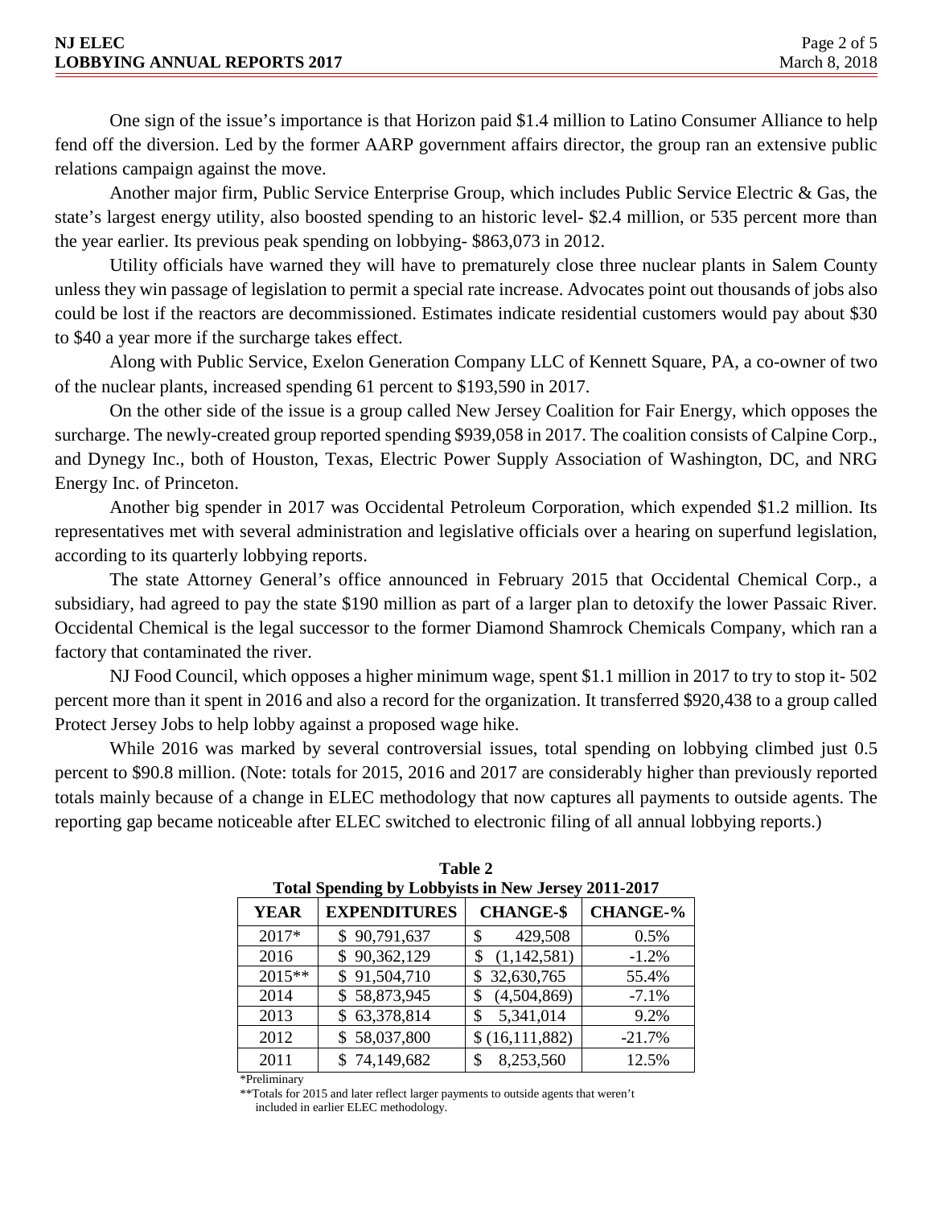One sign of the issue's importance is that Horizon paid $1.4 million to Latino Consumer Alliance to help fend off the diversion. Led by the former AARP government affairs director, the group ran an extensive public relations campaign against the move.

Another major firm, Public Service Enterprise Group, which includes Public Service Electric & Gas, the state's largest energy utility, also boosted spending to an historic level- $2.4 million, or 535 percent more than the year earlier. Its previous peak spending on lobbying- $863,073 in 2012.

Utility officials have warned they will have to prematurely close three nuclear plants in Salem County unless they win passage of legislation to permit a special rate increase. Advocates point out thousands of jobs also could be lost if the reactors are decommissioned. Estimates indicate residential customers would pay about $30 to $40 a year more if the surcharge takes effect.

Along with Public Service, Exelon Generation Company LLC of Kennett Square, PA, a co-owner of two of the nuclear plants, increased spending 61 percent to $193,590 in 2017.

On the other side of the issue is a group called New Jersey Coalition for Fair Energy, which opposes the surcharge. The newly-created group reported spending $939,058 in 2017. The coalition consists of Calpine Corp., and Dynegy Inc., both of Houston, Texas, Electric Power Supply Association of Washington, DC, and NRG Energy Inc. of Princeton.

Another big spender in 2017 was Occidental Petroleum Corporation, which expended $1.2 million. Its representatives met with several administration and legislative officials over a hearing on superfund legislation, according to its quarterly lobbying reports.

The state Attorney General's office announced in February 2015 that Occidental Chemical Corp., a subsidiary, had agreed to pay the state $190 million as part of a larger plan to detoxify the lower Passaic River. Occidental Chemical is the legal successor to the former Diamond Shamrock Chemicals Company, which ran a factory that contaminated the river.

NJ Food Council, which opposes a higher minimum wage, spent $1.1 million in 2017 to try to stop it- 502 percent more than it spent in 2016 and also a record for the organization. It transferred $920,438 to a group called Protect Jersey Jobs to help lobby against a proposed wage hike.

While 2016 was marked by several controversial issues, total spending on lobbying climbed just 0.5 percent to $90.8 million. (Note: totals for 2015, 2016 and 2017 are considerably higher than previously reported totals mainly because of a change in ELEC methodology that now captures all payments to outside agents. The reporting gap became noticeable after ELEC switched to electronic filing of all annual lobbying reports.)

**Table 2**
**Total Spending by Lobbyists in New Jersey 2011-2017**

| YEAR | EXPENDITURES | CHANGE-$ | CHANGE-% |
|---|---|---|---|
| 2017* | $ 90,791,637 | $ 429,508 | 0.5% |
| 2016 | $ 90,362,129 | $ (1,142,581) | -1.2% |
| 2015** | $ 91,504,710 | $ 32,630,765 | 55.4% |
| 2014 | $ 58,873,945 | $ (4,504,869) | -7.1% |
| 2013 | $ 63,378,814 | $ 5,341,014 | 9.2% |
| 2012 | $ 58,037,800 | $ (16,111,882) | -21.7% |
| 2011 | $ 74,149,682 | $ 8,253,560 | 12.5% |

*Preliminary

**Totals for 2015 and later reflect larger payments to outside agents that weren't included in earlier ELEC methodology.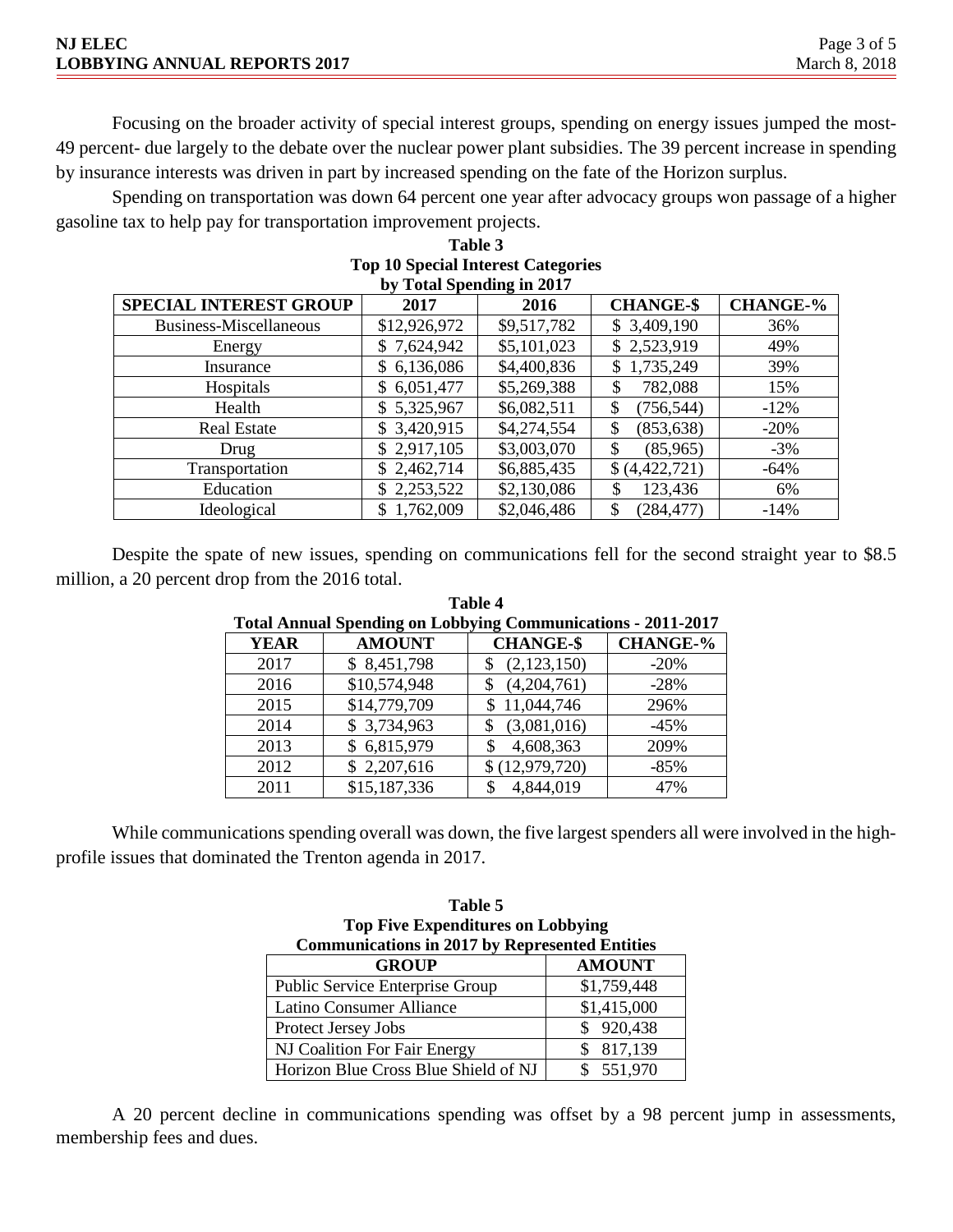Focusing on the broader activity of special interest groups, spending on energy issues jumped the most- 49 percent- due largely to the debate over the nuclear power plant subsidies. The 39 percent increase in spending by insurance interests was driven in part by increased spending on the fate of the Horizon surplus.

Spending on transportation was down 64 percent one year after advocacy groups won passage of a higher gasoline tax to help pay for transportation improvement projects.

**Table 3**
**Top 10 Special Interest Categories by Total Spending in 2017**

| SPECIAL INTEREST GROUP | 2017 | 2016 | CHANGE-$ | CHANGE-% |
|---|---|---|---|---|
| Business-Miscellaneous | $12,926,972 | $9,517,782 | $ 3,409,190 | 36% |
| Energy | $ 7,624,942 | $5,101,023 | $ 2,523,919 | 49% |
| Insurance | $ 6,136,086 | $4,400,836 | $ 1,735,249 | 39% |
| Hospitals | $ 6,051,477 | $5,269,388 | $ 782,088 | 15% |
| Health | $ 5,325,967 | $6,082,511 | $ (756,544) | -12% |
| Real Estate | $ 3,420,915 | $4,274,554 | $ (853,638) | -20% |
| Drug | $ 2,917,105 | $3,003,070 | $ (85,965) | -3% |
| Transportation | $ 2,462,714 | $6,885,435 | $ (4,422,721) | -64% |
| Education | $ 2,253,522 | $2,130,086 | $ 123,436 | 6% |
| Ideological | $ 1,762,009 | $2,046,486 | $ (284,477) | -14% |

Despite the spate of new issues, spending on communications fell for the second straight year to $8.5 million, a 20 percent drop from the 2016 total.

**Table 4**
**Total Annual Spending on Lobbying Communications - 2011-2017**

| YEAR | AMOUNT | CHANGE-$ | CHANGE-% |
|---|---|---|---|
| 2017 | $ 8,451,798 | $ (2,123,150) | -20% |
| 2016 | $10,574,948 | $ (4,204,761) | -28% |
| 2015 | $14,779,709 | $ 11,044,746 | 296% |
| 2014 | $ 3,734,963 | $ (3,081,016) | -45% |
| 2013 | $ 6,815,979 | $ 4,608,363 | 209% |
| 2012 | $ 2,207,616 | $ (12,979,720) | -85% |
| 2011 | $15,187,336 | $ 4,844,019 | 47% |

While communications spending overall was down, the five largest spenders all were involved in the high-profile issues that dominated the Trenton agenda in 2017.

**Table 5**
**Top Five Expenditures on Lobbying Communications in 2017 by Represented Entities**

| GROUP | AMOUNT |
|---|---|
| Public Service Enterprise Group | $1,759,448 |
| Latino Consumer Alliance | $1,415,000 |
| Protect Jersey Jobs | $ 920,438 |
| NJ Coalition For Fair Energy | $ 817,139 |
| Horizon Blue Cross Blue Shield of NJ | $ 551,970 |

A 20 percent decline in communications spending was offset by a 98 percent jump in assessments, membership fees and dues.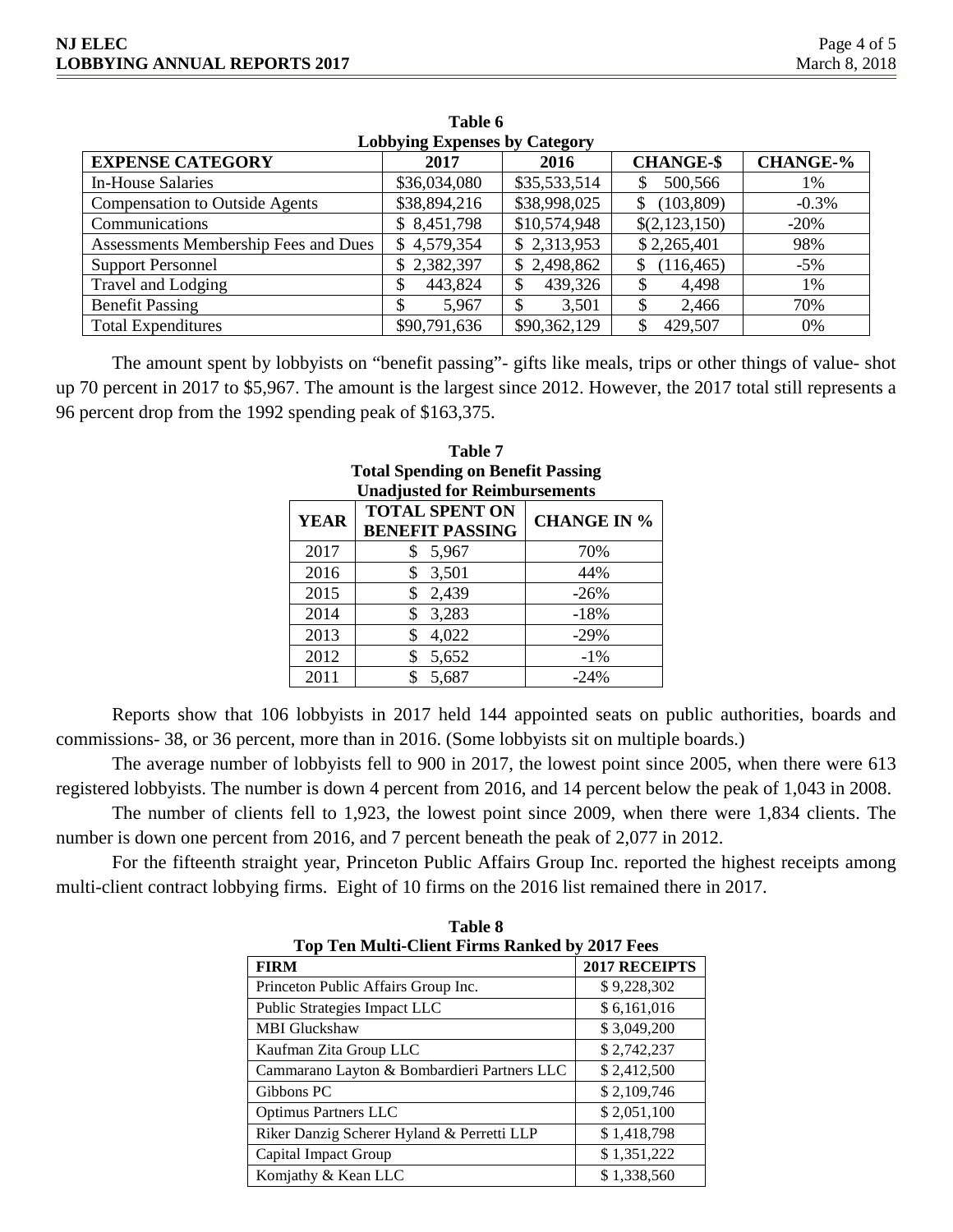**Table 6**
**Lobbying Expenses by Category**

| EXPENSE CATEGORY | 2017 | 2016 | CHANGE-$ | CHANGE-% |
|---|---|---|---|---|
| In-House Salaries | $36,034,080 | $35,533,514 | $ 500,566 | 1% |
| Compensation to Outside Agents | $38,894,216 | $38,998,025 | $ (103,809) | -0.3% |
| Communications | $ 8,451,798 | $10,574,948 | $(2,123,150) | -20% |
| Assessments Membership Fees and Dues | $ 4,579,354 | $ 2,313,953 | $ 2,265,401 | 98% |
| Support Personnel | $ 2,382,397 | $ 2,498,862 | $ (116,465) | -5% |
| Travel and Lodging | $ 443,824 | $ 439,326 | $ 4,498 | 1% |
| Benefit Passing | $ 5,967 | $ 3,501 | $ 2,466 | 70% |
| Total Expenditures | $90,791,636 | $90,362,129 | $ 429,507 | 0% |

The amount spent by lobbyists on "benefit passing"- gifts like meals, trips or other things of value- shot up 70 percent in 2017 to $5,967. The amount is the largest since 2012. However, the 2017 total still represents a 96 percent drop from the 1992 spending peak of $163,375.

**Table 7**
**Total Spending on Benefit Passing**
**Unadjusted for Reimbursements**

| YEAR | TOTAL SPENT ON BENEFIT PASSING | CHANGE IN % |
|---|---|---|
| 2017 | $ 5,967 | 70% |
| 2016 | $ 3,501 | 44% |
| 2015 | $ 2,439 | -26% |
| 2014 | $ 3,283 | -18% |
| 2013 | $ 4,022 | -29% |
| 2012 | $ 5,652 | -1% |
| 2011 | $ 5,687 | -24% |

Reports show that 106 lobbyists in 2017 held 144 appointed seats on public authorities, boards and commissions- 38, or 36 percent, more than in 2016. (Some lobbyists sit on multiple boards.)

The average number of lobbyists fell to 900 in 2017, the lowest point since 2005, when there were 613 registered lobbyists. The number is down 4 percent from 2016, and 14 percent below the peak of 1,043 in 2008.

The number of clients fell to 1,923, the lowest point since 2009, when there were 1,834 clients. The number is down one percent from 2016, and 7 percent beneath the peak of 2,077 in 2012.

For the fifteenth straight year, Princeton Public Affairs Group Inc. reported the highest receipts among multi-client contract lobbying firms. Eight of 10 firms on the 2016 list remained there in 2017.

**Table 8**
**Top Ten Multi-Client Firms Ranked by 2017 Fees**

| FIRM | 2017 RECEIPTS |
|---|---|
| Princeton Public Affairs Group Inc. | $ 9,228,302 |
| Public Strategies Impact LLC | $ 6,161,016 |
| MBI Gluckshaw | $ 3,049,200 |
| Kaufman Zita Group LLC | $ 2,742,237 |
| Cammarano Layton & Bombardieri Partners LLC | $ 2,412,500 |
| Gibbons PC | $ 2,109,746 |
| Optimus Partners LLC | $ 2,051,100 |
| Riker Danzig Scherer Hyland & Perretti LLP | $ 1,418,798 |
| Capital Impact Group | $ 1,351,222 |
| Komjathy & Kean LLC | $ 1,338,560 |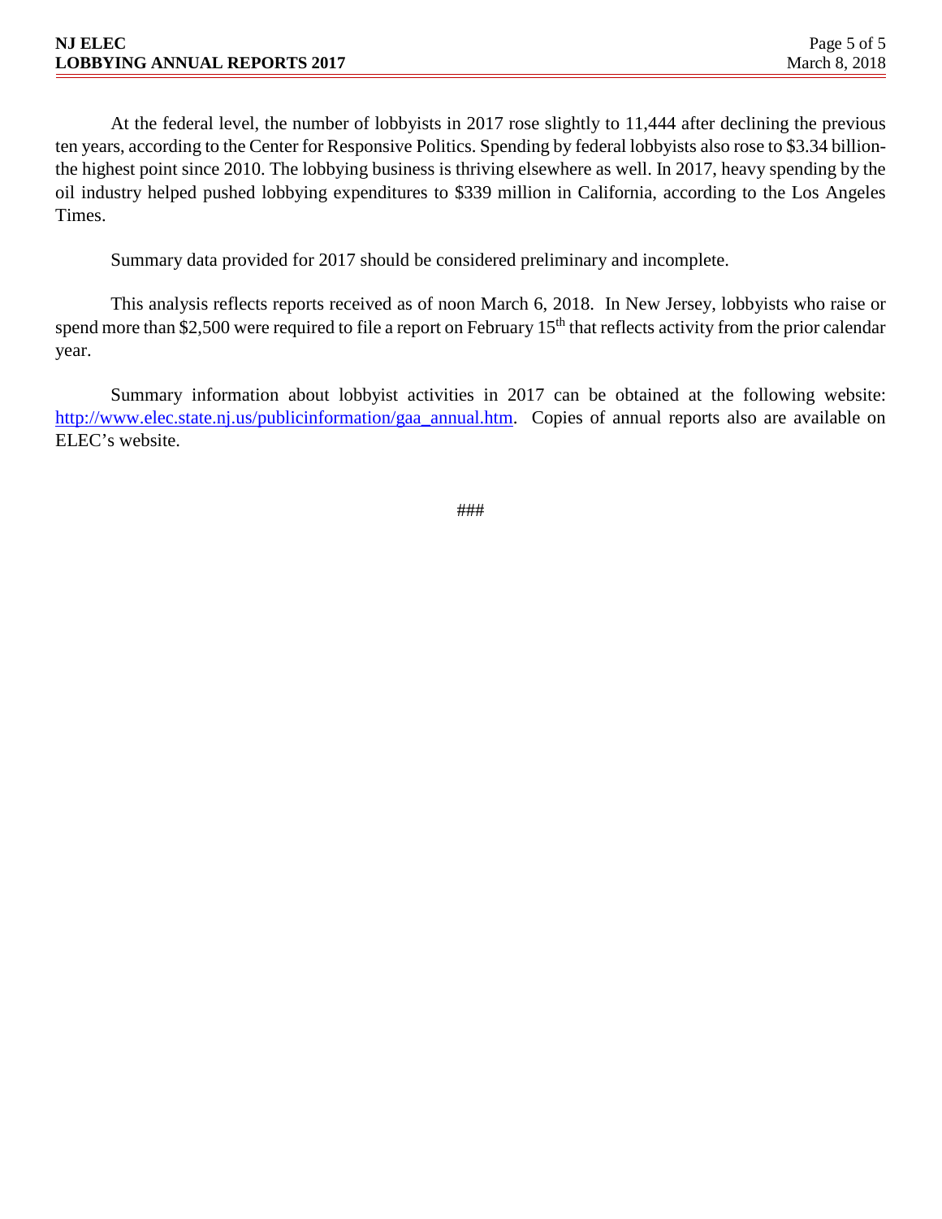At the federal level, the number of lobbyists in 2017 rose slightly to 11,444 after declining the previous ten years, according to the Center for Responsive Politics. Spending by federal lobbyists also rose to $3.34 billion- the highest point since 2010. The lobbying business is thriving elsewhere as well. In 2017, heavy spending by the oil industry helped pushed lobbying expenditures to $339 million in California, according to the Los Angeles Times.

Summary data provided for 2017 should be considered preliminary and incomplete.

This analysis reflects reports received as of noon March 6, 2018. In New Jersey, lobbyists who raise or spend more than $2,500 were required to file a report on February 15th that reflects activity from the prior calendar year.

Summary information about lobbyist activities in 2017 can be obtained at the following website: [http://www.elec.state.nj.us/publicinformation/gaa_annual.htm](http://www.elec.state.nj.us/publicinformation/gaa_annual.htm). Copies of annual reports also are available on ELEC's website.

###